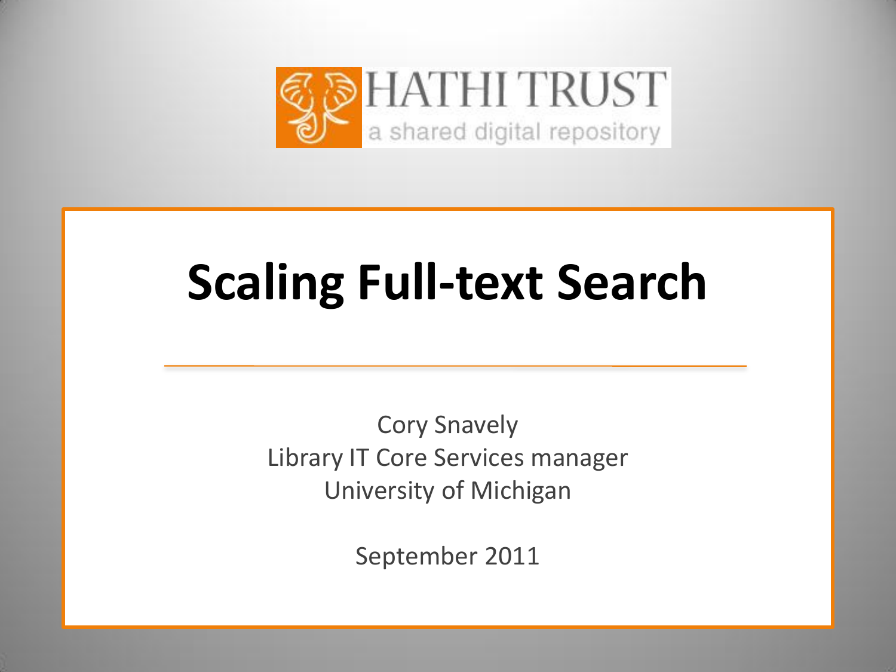HATHI TRUST

a shared digital repository

# Scaling Full-text Search

Cory Snavely

Library IT Core Services manager

University of Michigan

September 2011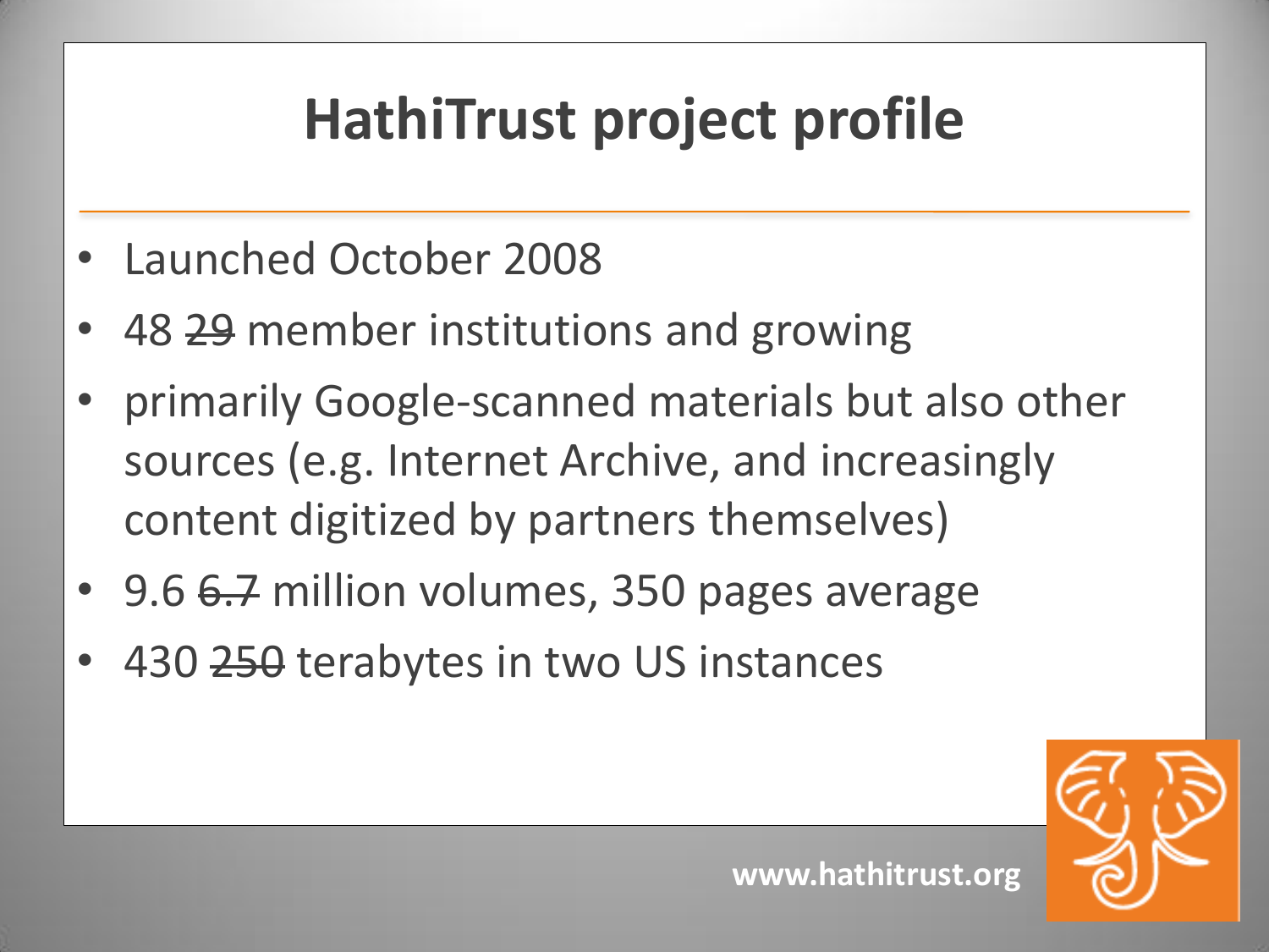# HathiTrust project profile

- Launched October 2008
- 48 ~~29~~ member institutions and growing
- primarily Google-scanned materials but also other sources (e.g. Internet Archive, and increasingly content digitized by partners themselves)
- 9.6 ~~6.7~~ million volumes, 350 pages average
- 430 ~~250~~ terabytes in two US instances

www.hathitrust.org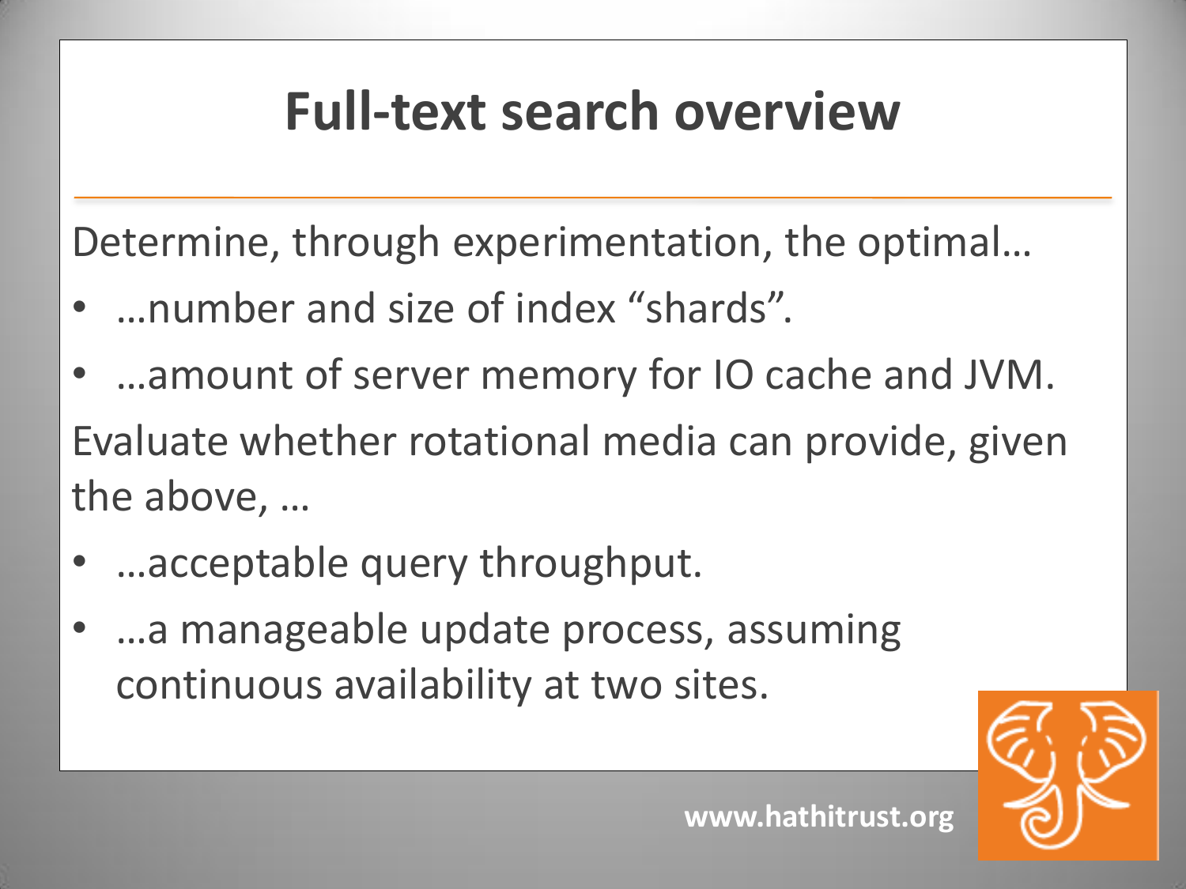# Full-text search overview

Determine, through experimentation, the optimal…

- …number and size of index “shards”.
- …amount of server memory for IO cache and JVM.

Evaluate whether rotational media can provide, given the above, …

- …acceptable query throughput.
- …a manageable update process, assuming continuous availability at two sites.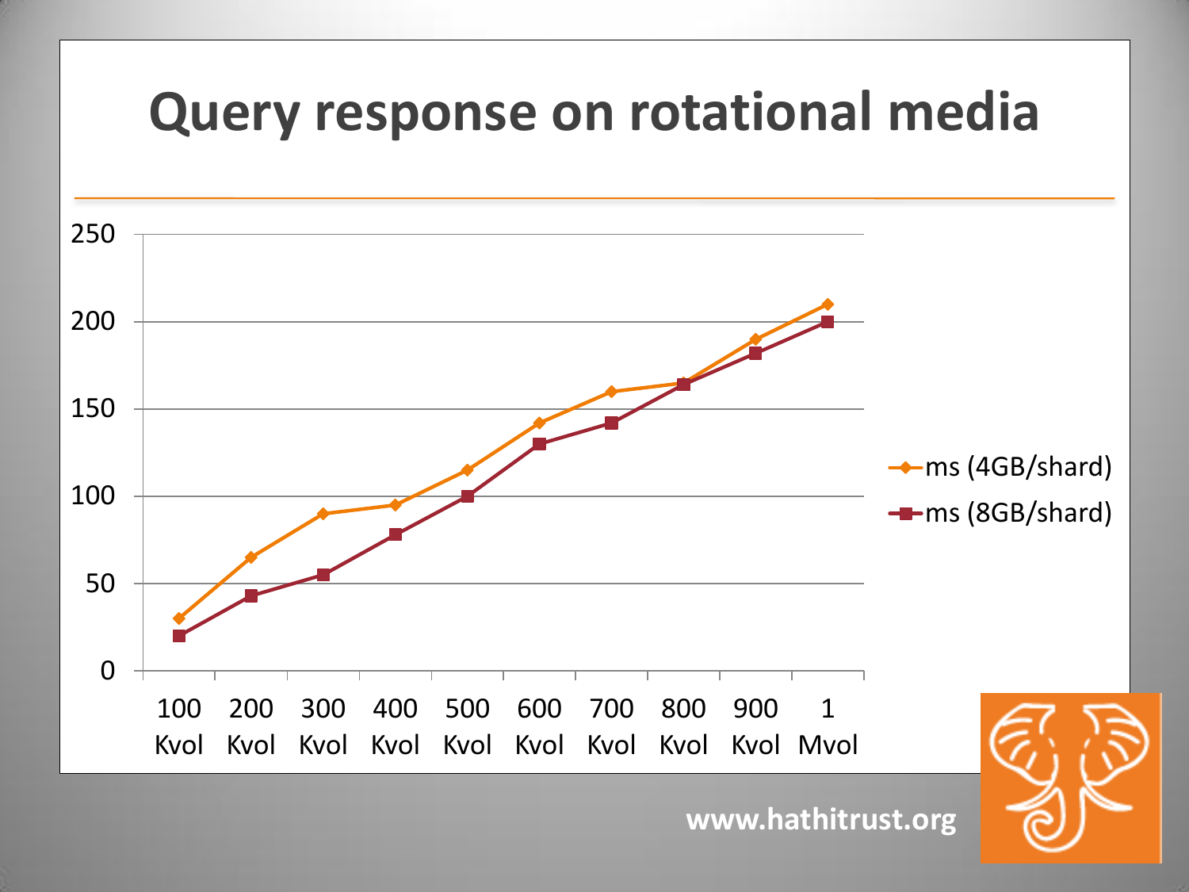# Query response on rotational media

250
200
150
100
50
0

100 Kvol
200 Kvol
300 Kvol
400 Kvol
500 Kvol
600 Kvol
700 Kvol
800 Kvol
900 Kvol
1 Mvol

ms (4GB/shard)
ms (8GB/shard)

www.hathitrust.org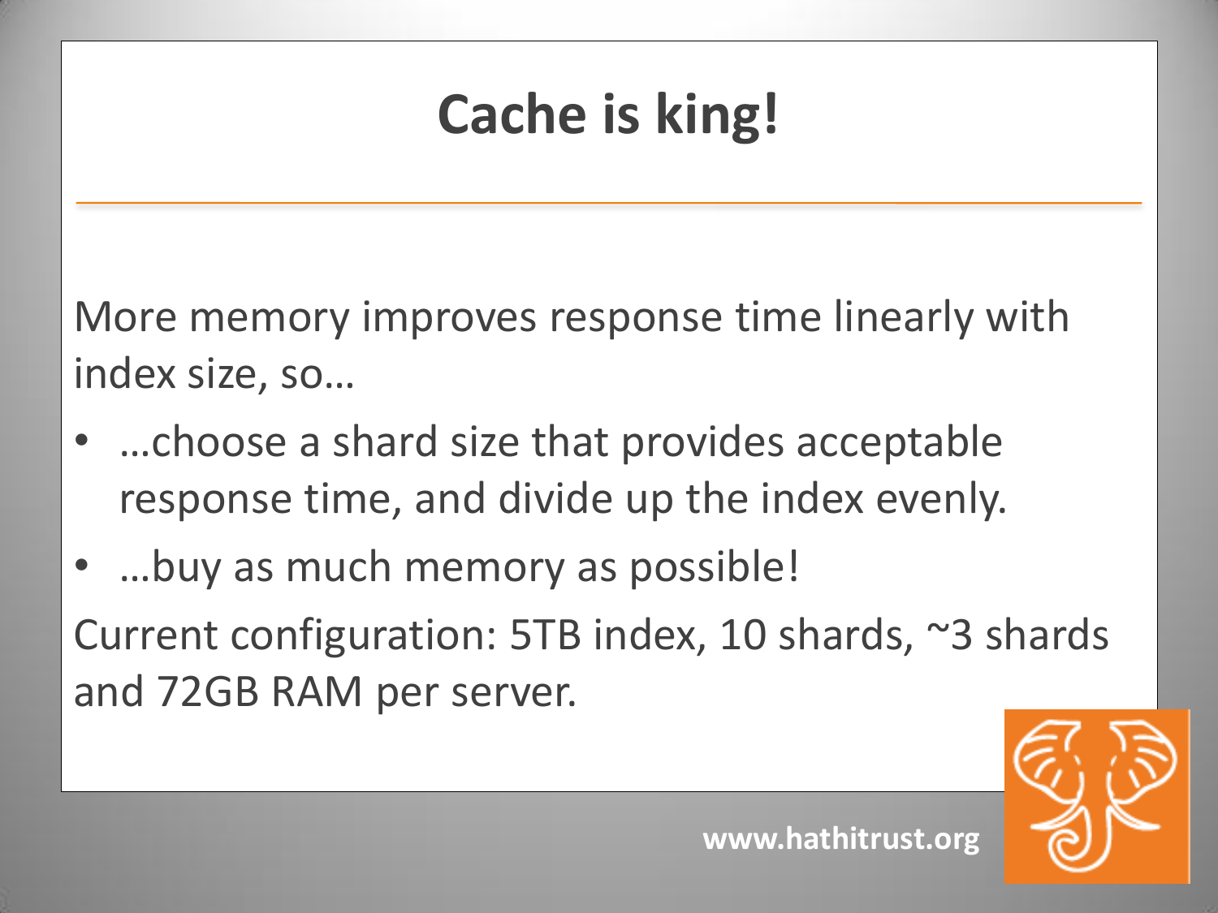# Cache is king!

More memory improves response time linearly with index size, so…

- …choose a shard size that provides acceptable response time, and divide up the index evenly.
- …buy as much memory as possible!

Current configuration: 5TB index, 10 shards, ~3 shards and 72GB RAM per server.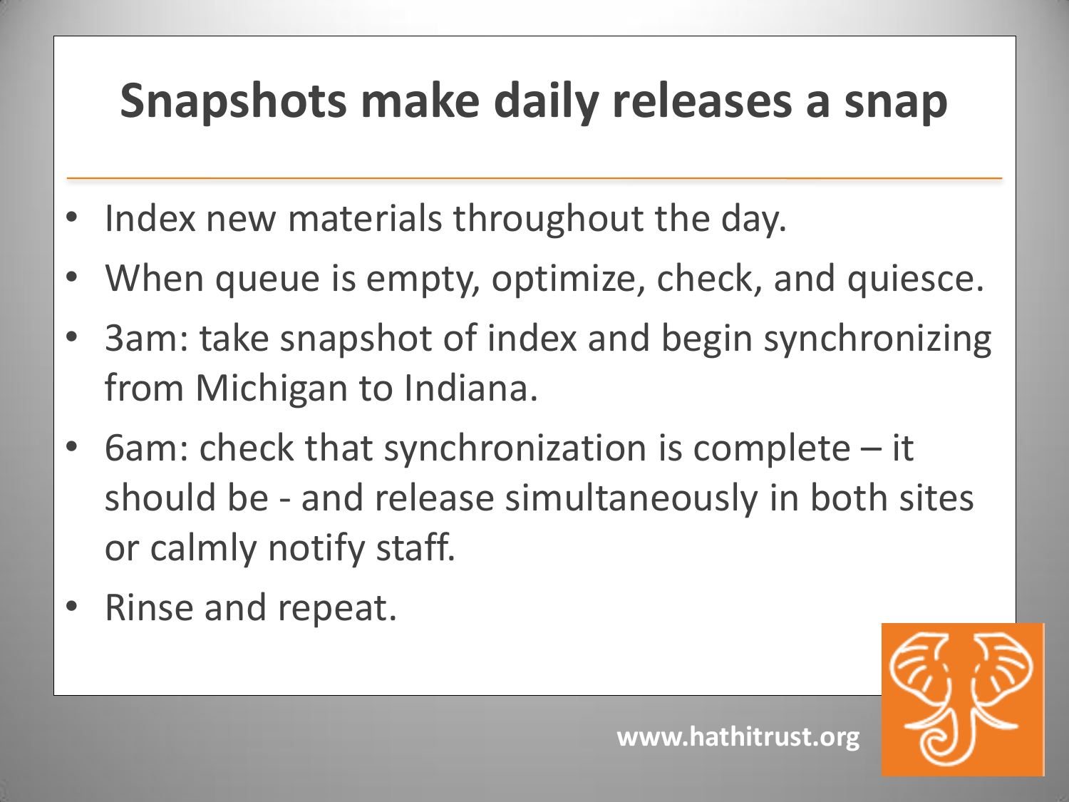# Snapshots make daily releases a snap

- Index new materials throughout the day.
- When queue is empty, optimize, check, and quiesce.
- 3am: take snapshot of index and begin synchronizing from Michigan to Indiana.
- 6am: check that synchronization is complete – it should be - and release simultaneously in both sites or calmly notify staff.
- Rinse and repeat.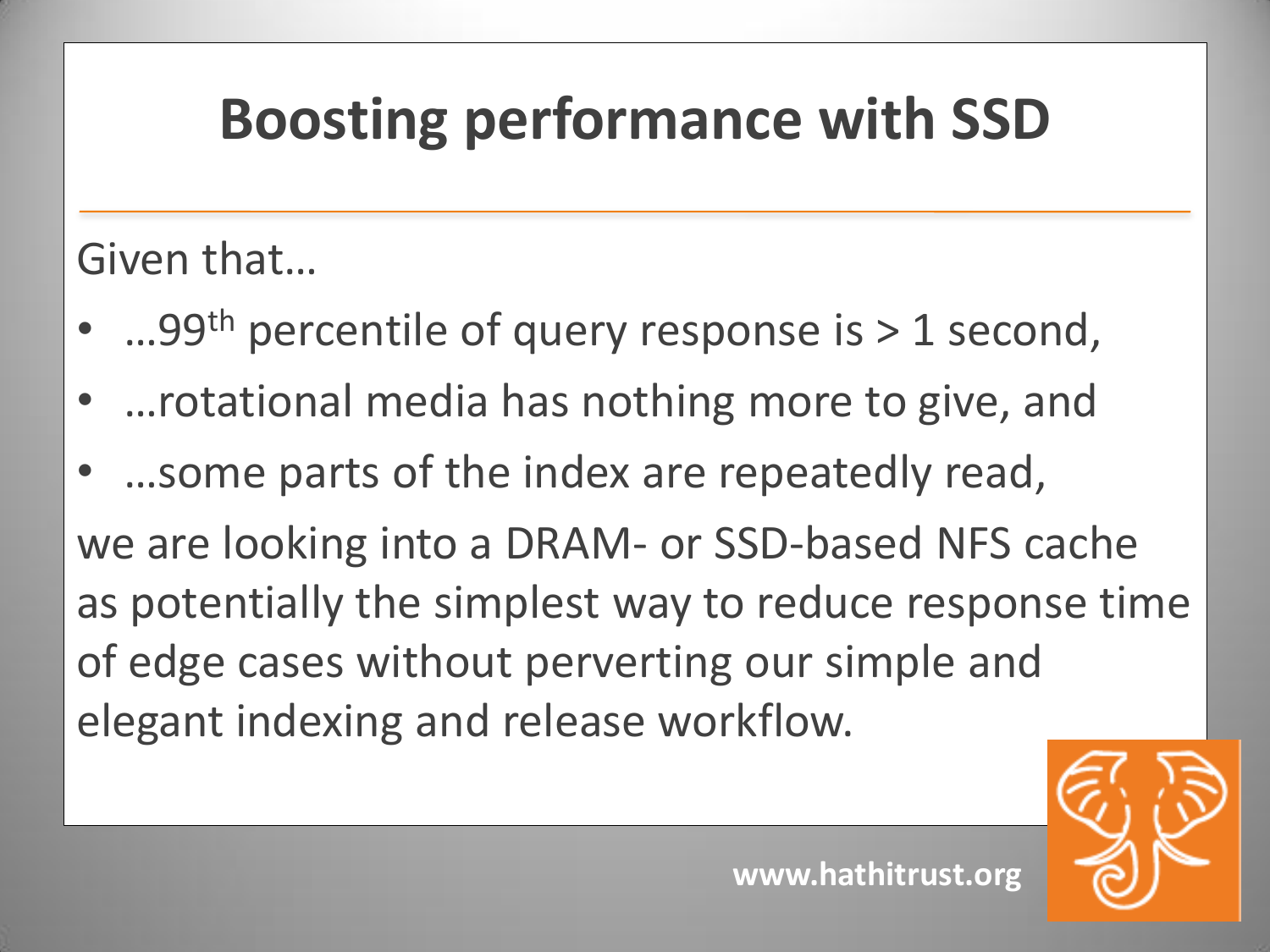# Boosting performance with SSD

Given that…

- …$99^{th}$ percentile of query response is > 1 second,
- …rotational media has nothing more to give, and
- …some parts of the index are repeatedly read,

we are looking into a DRAM- or SSD-based NFS cache as potentially the simplest way to reduce response time of edge cases without perverting our simple and elegant indexing and release workflow.

www.hathitrust.org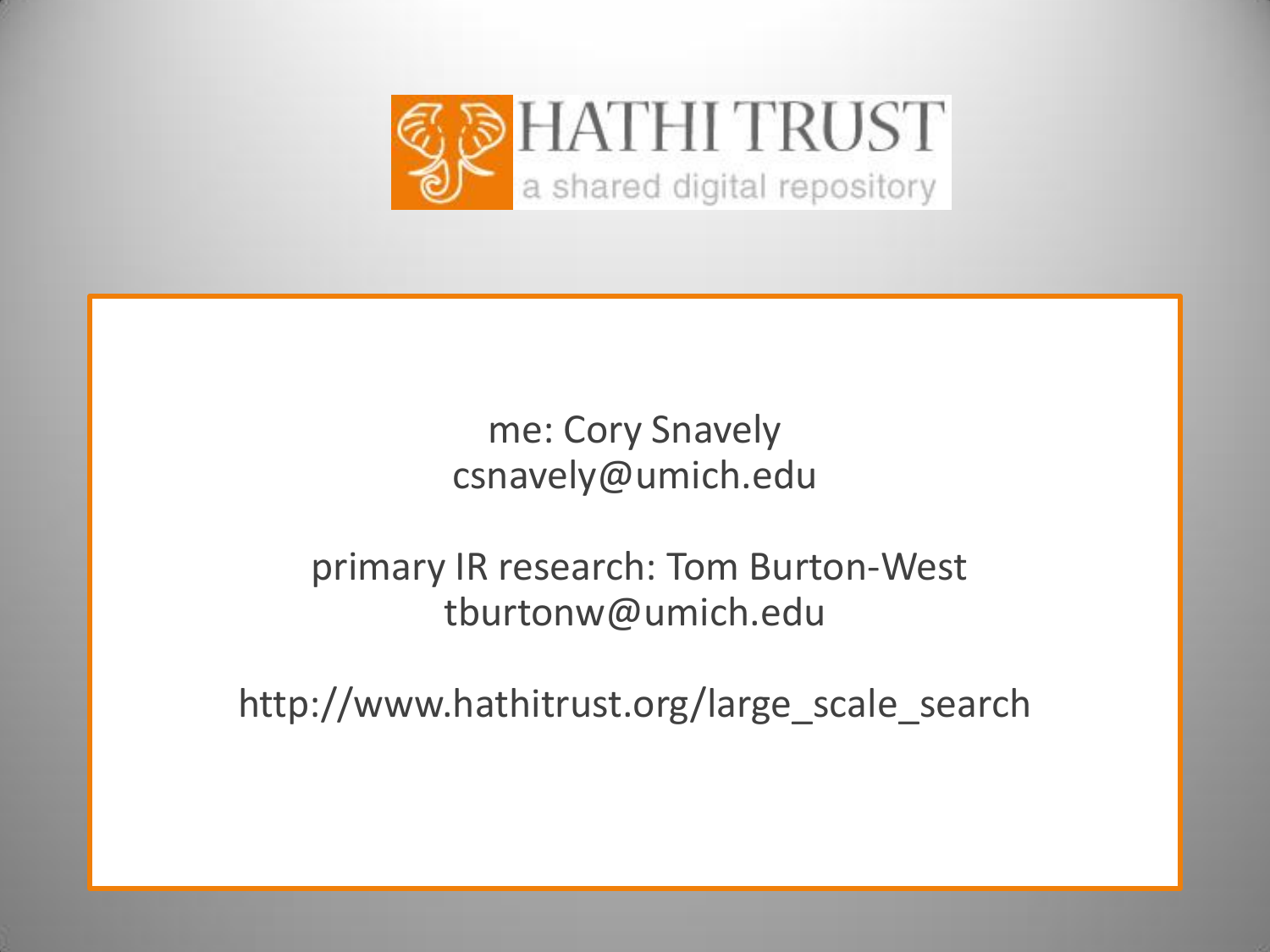HATHI TRUST

a shared digital repository

me: Cory Snavely
csnavely@umich.edu

primary IR research: Tom Burton-West
tburtonw@umich.edu

http://www.hathitrust.org/large_scale_search